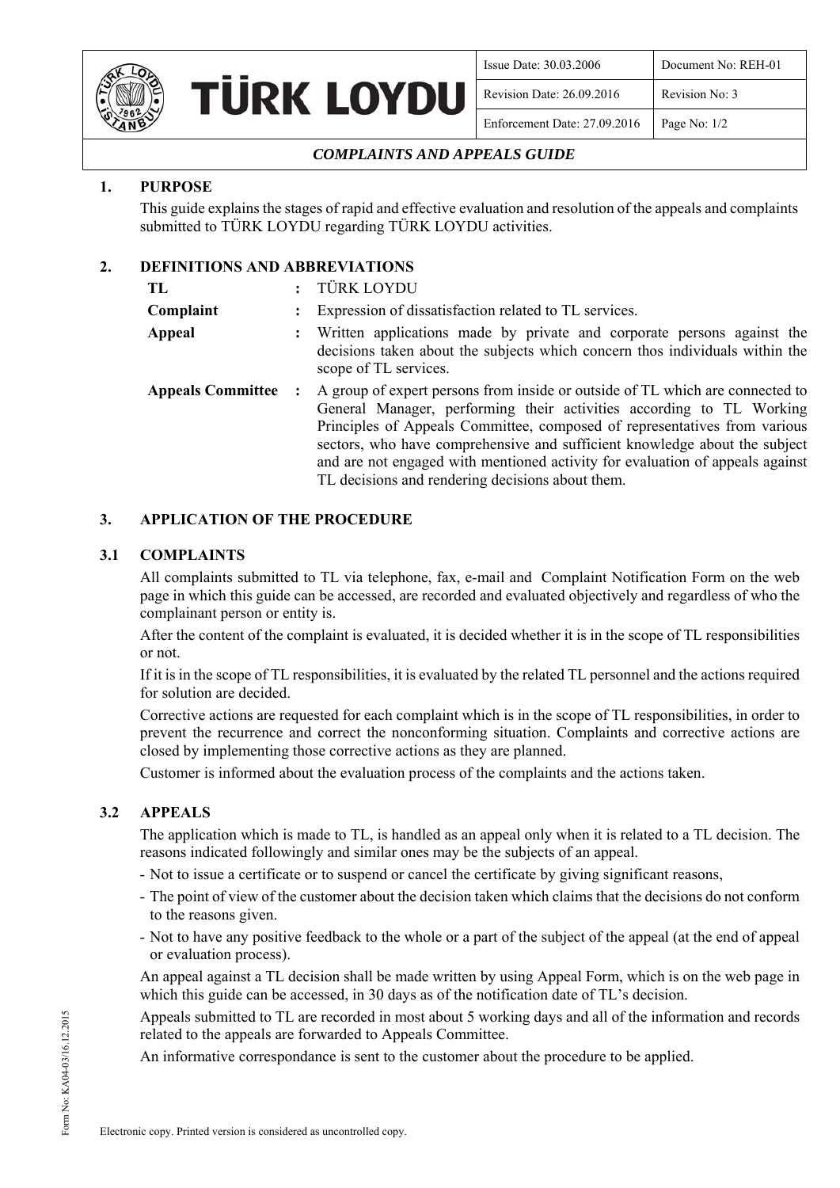# COMPLAINTS AND APPEALS GUIDE

## 1. PURPOSE

This guide explains the stages of rapid and effective evaluation and resolution of the appeals and complaints submitted to TÜRK LOYDU regarding TÜRK LOYDU activities.

## 2. DEFINITIONS AND ABBREVIATIONS

**TL** : TÜRK LOYDU

**Complaint** : Expression of dissatisfaction related to TL services.

**Appeal** : Written applications made by private and corporate persons against the decisions taken about the subjects which concern thos individuals within the scope of TL services.

**Appeals Committee** : A group of expert persons from inside or outside of TL which are connected to General Manager, performing their activities according to TL Working Principles of Appeals Committee, composed of representatives from various sectors, who have comprehensive and sufficient knowledge about the subject and are not engaged with mentioned activity for evaluation of appeals against TL decisions and rendering decisions about them.

## 3. APPLICATION OF THE PROCEDURE

### 3.1 COMPLAINTS

All complaints submitted to TL via telephone, fax, e-mail and Complaint Notification Form on the web page in which this guide can be accessed, are recorded and evaluated objectively and regardless of who the complainant person or entity is.

After the content of the complaint is evaluated, it is decided whether it is in the scope of TL responsibilities or not.

If it is in the scope of TL responsibilities, it is evaluated by the related TL personnel and the actions required for solution are decided.

Corrective actions are requested for each complaint which is in the scope of TL responsibilities, in order to prevent the recurrence and correct the nonconforming situation. Complaints and corrective actions are closed by implementing those corrective actions as they are planned.

Customer is informed about the evaluation process of the complaints and the actions taken.

### 3.2 APPEALS

The application which is made to TL, is handled as an appeal only when it is related to a TL decision. The reasons indicated followingly and similar ones may be the subjects of an appeal.

- Not to issue a certificate or to suspend or cancel the certificate by giving significant reasons,
- The point of view of the customer about the decision taken which claims that the decisions do not conform to the reasons given.
- Not to have any positive feedback to the whole or a part of the subject of the appeal (at the end of appeal or evaluation process).

An appeal against a TL decision shall be made written by using Appeal Form, which is on the web page in which this guide can be accessed, in 30 days as of the notification date of TL's decision.

Appeals submitted to TL are recorded in most about 5 working days and all of the information and records related to the appeals are forwarded to Appeals Committee.

An informative correspondance is sent to the customer about the procedure to be applied.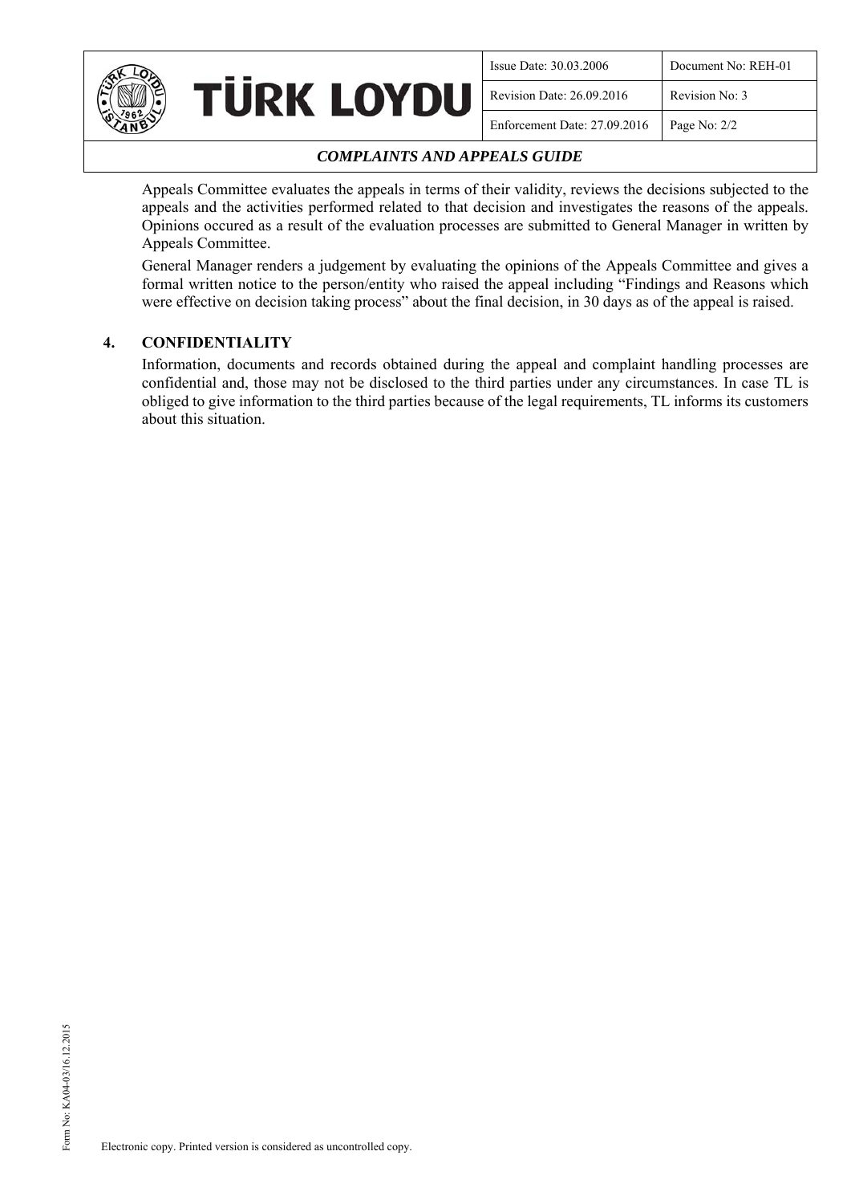Appeals Committee evaluates the appeals in terms of their validity, reviews the decisions subjected to the appeals and the activities performed related to that decision and investigates the reasons of the appeals. Opinions occured as a result of the evaluation processes are submitted to General Manager in written by Appeals Committee.

General Manager renders a judgement by evaluating the opinions of the Appeals Committee and gives a formal written notice to the person/entity who raised the appeal including "Findings and Reasons which were effective on decision taking process" about the final decision, in 30 days as of the appeal is raised.

## 4. CONFIDENTIALITY

Information, documents and records obtained during the appeal and complaint handling processes are confidential and, those may not be disclosed to the third parties under any circumstances. In case TL is obliged to give information to the third parties because of the legal requirements, TL informs its customers about this situation.